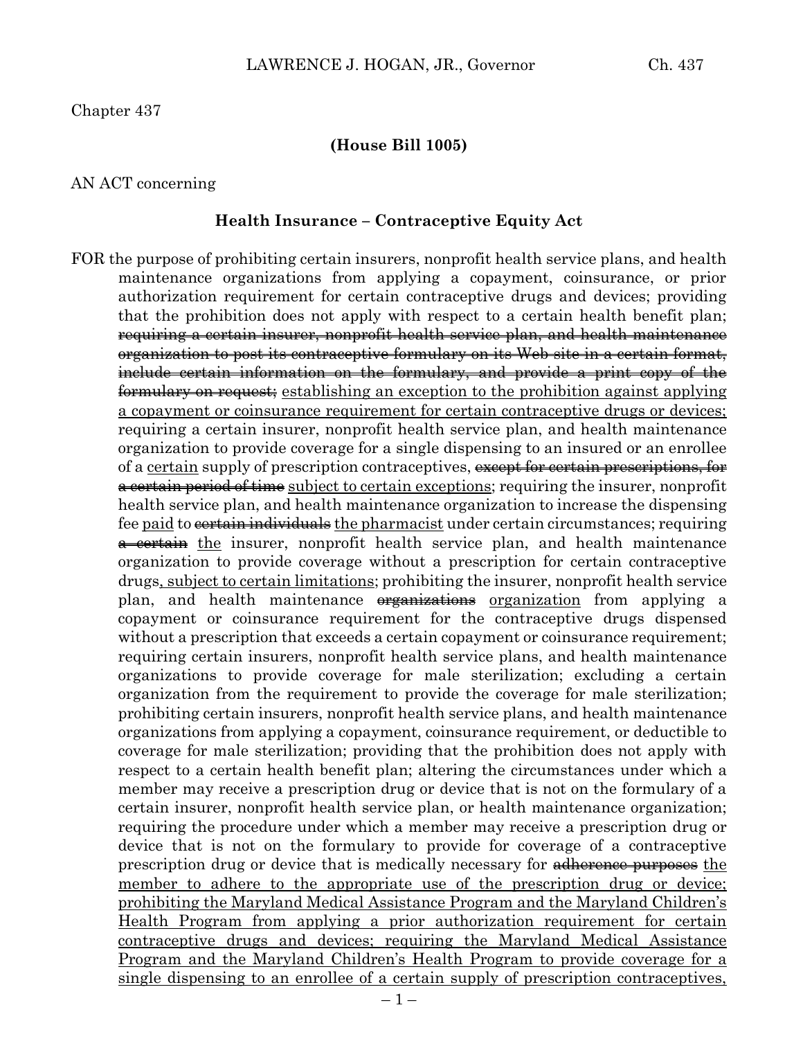Chapter 437

**(House Bill 1005)**

AN ACT concerning

**Health Insurance – Contraceptive Equity Act**

FOR the purpose of prohibiting certain insurers, nonprofit health service plans, and health maintenance organizations from applying a copayment, coinsurance, or prior authorization requirement for certain contraceptive drugs and devices; providing that the prohibition does not apply with respect to a certain health benefit plan; ~~requiring a certain insurer, nonprofit health service plan, and health maintenance organization to post its contraceptive formulary on its Web site in a certain format, include certain information on the formulary, and provide a print copy of the formulary on request;~~ <u>establishing an exception to the prohibition against applying a copayment or coinsurance requirement for certain contraceptive drugs or devices;</u> requiring a certain insurer, nonprofit health service plan, and health maintenance organization to provide coverage for a single dispensing to an insured or an enrollee of a <u>certain</u> supply of prescription contraceptives, ~~except for certain prescriptions, for a certain period of time~~ <u>subject to certain exceptions</u>; requiring the insurer, nonprofit health service plan, and health maintenance organization to increase the dispensing fee <u>paid</u> to ~~certain individuals~~ <u>the pharmacist</u> under certain circumstances; requiring ~~a certain~~ <u>the</u> insurer, nonprofit health service plan, and health maintenance organization to provide coverage without a prescription for certain contraceptive drugs<u>, subject to certain limitations</u>; prohibiting the insurer, nonprofit health service plan, and health maintenance ~~organizations~~ <u>organization</u> from applying a copayment or coinsurance requirement for the contraceptive drugs dispensed without a prescription that exceeds a certain copayment or coinsurance requirement; requiring certain insurers, nonprofit health service plans, and health maintenance organizations to provide coverage for male sterilization; excluding a certain organization from the requirement to provide the coverage for male sterilization; prohibiting certain insurers, nonprofit health service plans, and health maintenance organizations from applying a copayment, coinsurance requirement, or deductible to coverage for male sterilization; providing that the prohibition does not apply with respect to a certain health benefit plan; altering the circumstances under which a member may receive a prescription drug or device that is not on the formulary of a certain insurer, nonprofit health service plan, or health maintenance organization; requiring the procedure under which a member may receive a prescription drug or device that is not on the formulary to provide for coverage of a contraceptive prescription drug or device that is medically necessary for ~~adherence purposes~~ <u>the member to adhere to the appropriate use of the prescription drug or device; prohibiting the Maryland Medical Assistance Program and the Maryland Children's Health Program from applying a prior authorization requirement for certain contraceptive drugs and devices; requiring the Maryland Medical Assistance Program and the Maryland Children's Health Program to provide coverage for a single dispensing to an enrollee of a certain supply of prescription contraceptives,</u>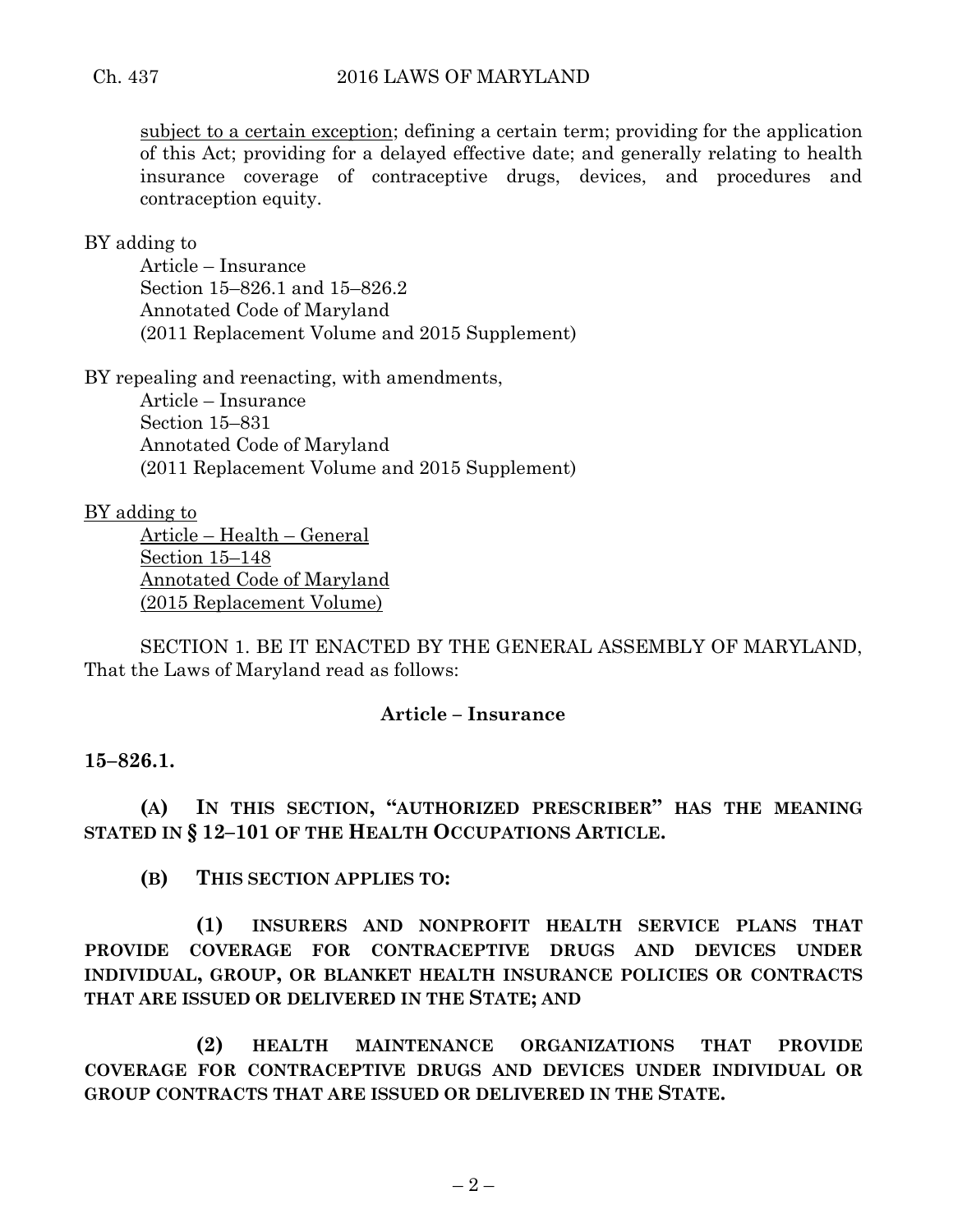subject to a certain exception; defining a certain term; providing for the application of this Act; providing for a delayed effective date; and generally relating to health insurance coverage of contraceptive drugs, devices, and procedures and contraception equity.

BY adding to

Article – Insurance
Section 15–826.1 and 15–826.2
Annotated Code of Maryland
(2011 Replacement Volume and 2015 Supplement)

BY repealing and reenacting, with amendments,

Article – Insurance
Section 15–831
Annotated Code of Maryland
(2011 Replacement Volume and 2015 Supplement)

BY adding to

Article – Health – General
Section 15–148
Annotated Code of Maryland
(2015 Replacement Volume)

SECTION 1. BE IT ENACTED BY THE GENERAL ASSEMBLY OF MARYLAND, That the Laws of Maryland read as follows:

**Article – Insurance**

**15–826.1.**

**(A) IN THIS SECTION, "AUTHORIZED PRESCRIBER" HAS THE MEANING STATED IN § 12–101 OF THE HEALTH OCCUPATIONS ARTICLE.**

**(B) THIS SECTION APPLIES TO:**

**(1) INSURERS AND NONPROFIT HEALTH SERVICE PLANS THAT PROVIDE COVERAGE FOR CONTRACEPTIVE DRUGS AND DEVICES UNDER INDIVIDUAL, GROUP, OR BLANKET HEALTH INSURANCE POLICIES OR CONTRACTS THAT ARE ISSUED OR DELIVERED IN THE STATE; AND**

**(2) HEALTH MAINTENANCE ORGANIZATIONS THAT PROVIDE COVERAGE FOR CONTRACEPTIVE DRUGS AND DEVICES UNDER INDIVIDUAL OR GROUP CONTRACTS THAT ARE ISSUED OR DELIVERED IN THE STATE.**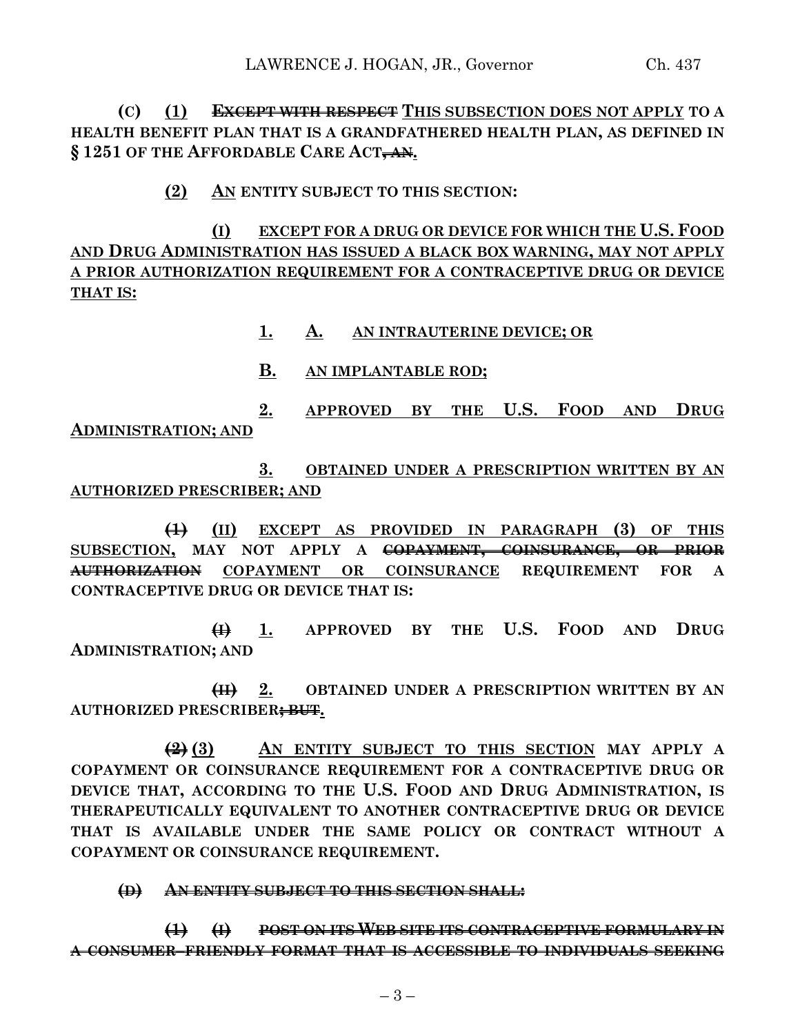**(C) <u>(1)</u> ~~EXCEPT WITH RESPECT~~ <u>THIS SUBSECTION DOES NOT APPLY</u> TO A HEALTH BENEFIT PLAN THAT IS A GRANDFATHERED HEALTH PLAN, AS DEFINED IN § 1251 OF THE AFFORDABLE CARE ACT~~, AN~~<u>.</u>**

**<u>(2)</u> <u>AN</u> ENTITY SUBJECT TO THIS SECTION:**

<u>(I) EXCEPT FOR A DRUG OR DEVICE FOR WHICH THE U.S. FOOD AND DRUG ADMINISTRATION HAS ISSUED A BLACK BOX WARNING, MAY NOT APPLY A PRIOR AUTHORIZATION REQUIREMENT FOR A CONTRACEPTIVE DRUG OR DEVICE THAT IS:</u>

<u>1. A. AN INTRAUTERINE DEVICE; OR</u>

<u>B. AN IMPLANTABLE ROD;</u>

<u>2. APPROVED BY THE U.S. FOOD AND DRUG ADMINISTRATION; AND</u>

<u>3. OBTAINED UNDER A PRESCRIPTION WRITTEN BY AN AUTHORIZED PRESCRIBER; AND</u>

**~~(1)~~ <u>(II)</u> <u>EXCEPT AS PROVIDED IN PARAGRAPH (3) OF THIS SUBSECTION,</u> MAY NOT APPLY A ~~COPAYMENT, COINSURANCE, OR PRIOR AUTHORIZATION~~ <u>COPAYMENT OR COINSURANCE</u> REQUIREMENT FOR A CONTRACEPTIVE DRUG OR DEVICE THAT IS:**

**~~(I)~~ <u>1.</u> APPROVED BY THE U.S. FOOD AND DRUG ADMINISTRATION; AND**

**~~(II)~~ <u>2.</u> OBTAINED UNDER A PRESCRIPTION WRITTEN BY AN AUTHORIZED PRESCRIBER~~; BUT~~<u>.</u>**

**~~(2)~~ <u>(3)</u> <u>AN ENTITY SUBJECT TO THIS SECTION</u> MAY APPLY A COPAYMENT OR COINSURANCE REQUIREMENT FOR A CONTRACEPTIVE DRUG OR DEVICE THAT, ACCORDING TO THE U.S. FOOD AND DRUG ADMINISTRATION, IS THERAPEUTICALLY EQUIVALENT TO ANOTHER CONTRACEPTIVE DRUG OR DEVICE THAT IS AVAILABLE UNDER THE SAME POLICY OR CONTRACT WITHOUT A COPAYMENT OR COINSURANCE REQUIREMENT.**

~~**(D) AN ENTITY SUBJECT TO THIS SECTION SHALL:**~~

~~**(1) (I) POST ON ITS WEB SITE ITS CONTRACEPTIVE FORMULARY IN A CONSUMER–FRIENDLY FORMAT THAT IS ACCESSIBLE TO INDIVIDUALS SEEKING**~~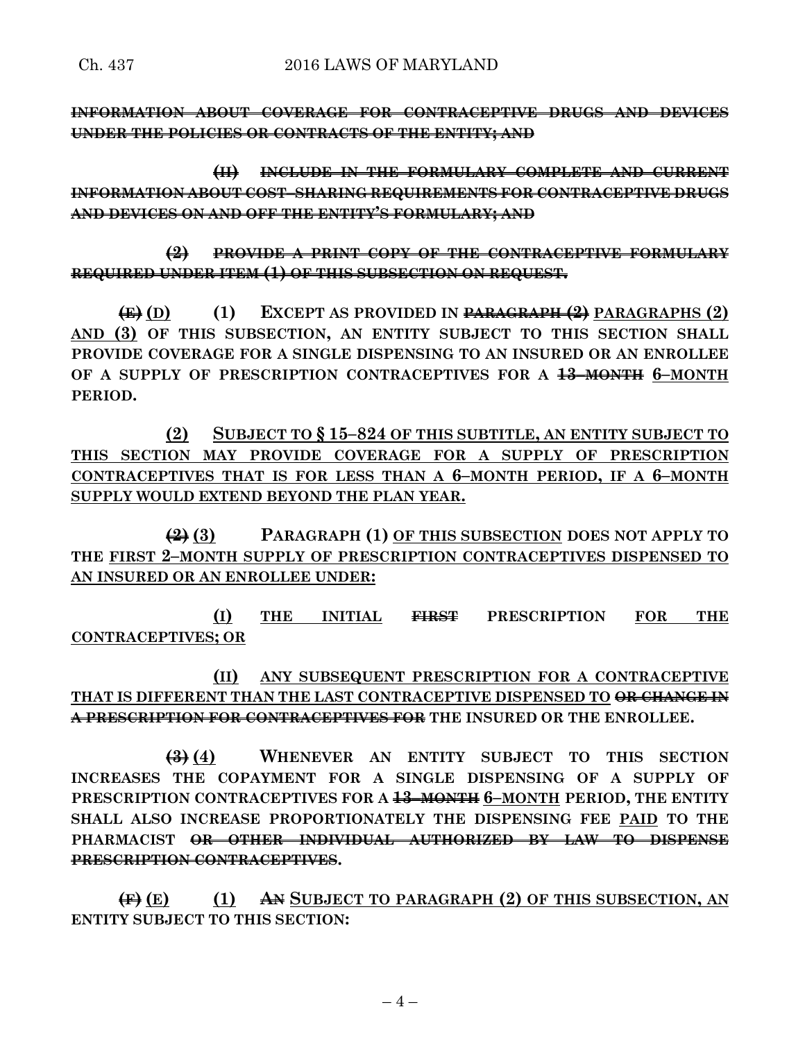**~~INFORMATION ABOUT COVERAGE FOR CONTRACEPTIVE DRUGS AND DEVICES UNDER THE POLICIES OR CONTRACTS OF THE ENTITY; AND~~**

**~~(II) INCLUDE IN THE FORMULARY COMPLETE AND CURRENT INFORMATION ABOUT COST–SHARING REQUIREMENTS FOR CONTRACEPTIVE DRUGS AND DEVICES ON AND OFF THE ENTITY'S FORMULARY; AND~~**

**~~(2) PROVIDE A PRINT COPY OF THE CONTRACEPTIVE FORMULARY REQUIRED UNDER ITEM (1) OF THIS SUBSECTION ON REQUEST.~~**

**~~(E)~~** <u>(D)</u> **(1) EXCEPT AS PROVIDED IN ~~PARAGRAPH (2)~~** <u>**PARAGRAPHS (2) AND (3)**</u> **OF THIS SUBSECTION, AN ENTITY SUBJECT TO THIS SECTION SHALL PROVIDE COVERAGE FOR A SINGLE DISPENSING TO AN INSURED OR AN ENROLLEE OF A SUPPLY OF PRESCRIPTION CONTRACEPTIVES FOR A ~~13–MONTH~~** <u>**6–MONTH**</u> **PERIOD.**

<u>**(2) SUBJECT TO § 15–824 OF THIS SUBTITLE, AN ENTITY SUBJECT TO THIS SECTION MAY PROVIDE COVERAGE FOR A SUPPLY OF PRESCRIPTION CONTRACEPTIVES THAT IS FOR LESS THAN A 6–MONTH PERIOD, IF A 6–MONTH SUPPLY WOULD EXTEND BEYOND THE PLAN YEAR.**</u>

**~~(2)~~** <u>**(3)**</u> **PARAGRAPH (1)** <u>**OF THIS SUBSECTION**</u> **DOES NOT APPLY TO THE** <u>**FIRST 2–MONTH SUPPLY OF PRESCRIPTION CONTRACEPTIVES DISPENSED TO AN INSURED OR AN ENROLLEE UNDER:**</u>

<u>**(I)**</u> <u>**THE INITIAL**</u> **~~FIRST~~ PRESCRIPTION** <u>**FOR THE CONTRACEPTIVES; OR**</u>

<u>**(II) ANY SUBSEQUENT PRESCRIPTION FOR A CONTRACEPTIVE THAT IS DIFFERENT THAN THE LAST CONTRACEPTIVE DISPENSED TO**</u> **~~OR CHANGE IN A PRESCRIPTION FOR CONTRACEPTIVES FOR~~ THE INSURED OR THE ENROLLEE.**

**~~(3)~~** <u>**(4)**</u> **WHENEVER AN ENTITY SUBJECT TO THIS SECTION INCREASES THE COPAYMENT FOR A SINGLE DISPENSING OF A SUPPLY OF PRESCRIPTION CONTRACEPTIVES FOR A ~~13–MONTH~~** <u>**6–MONTH**</u> **PERIOD, THE ENTITY SHALL ALSO INCREASE PROPORTIONATELY THE DISPENSING FEE** <u>**PAID**</u> **TO THE PHARMACIST ~~OR OTHER INDIVIDUAL AUTHORIZED BY LAW TO DISPENSE PRESCRIPTION CONTRACEPTIVES~~.**

**~~(F)~~** <u>**(E)**</u> **(1) ~~AN~~** <u>**SUBJECT TO PARAGRAPH (2) OF THIS SUBSECTION, AN**</u> **ENTITY SUBJECT TO THIS SECTION:**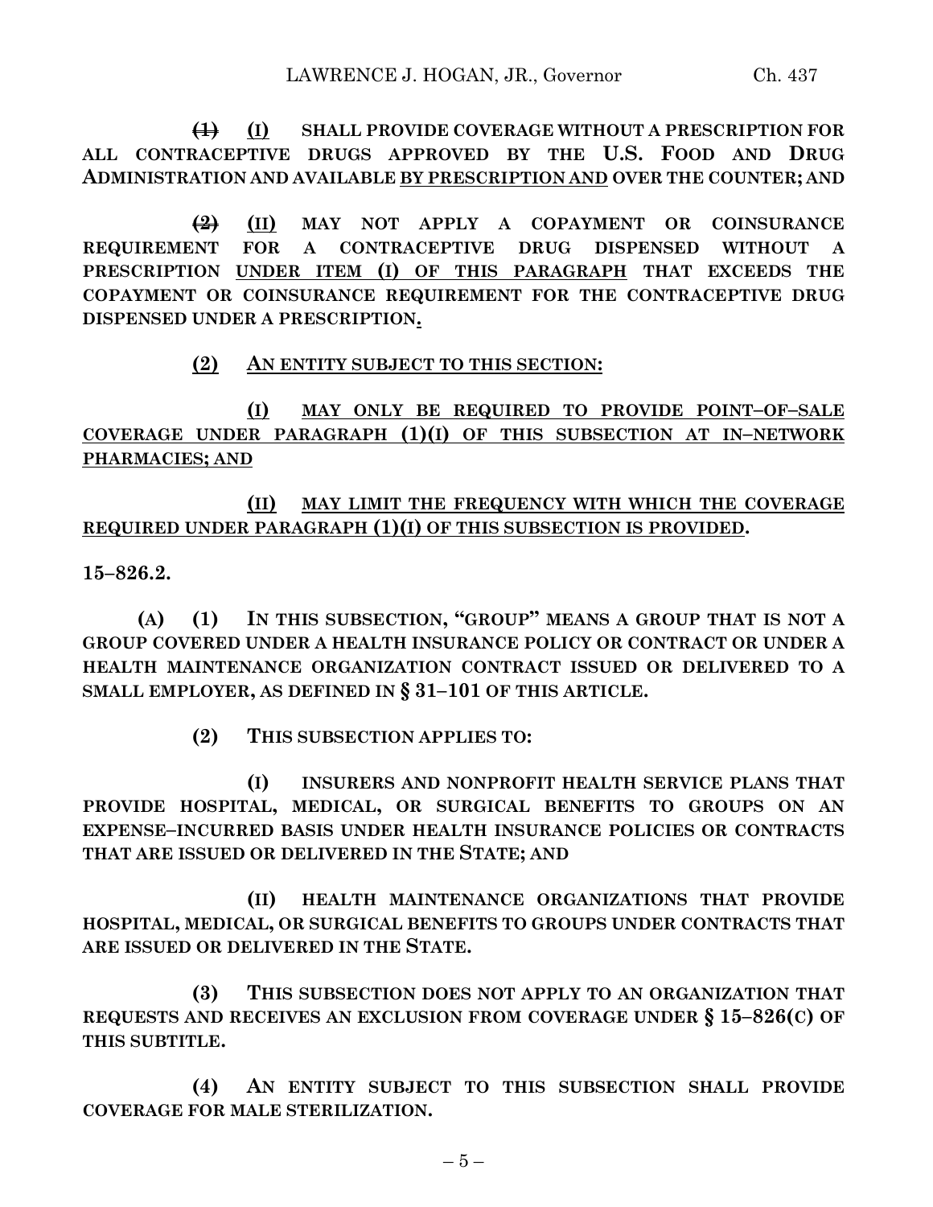~~(1)~~ <u>(I)</u> **SHALL PROVIDE COVERAGE WITHOUT A PRESCRIPTION FOR ALL CONTRACEPTIVE DRUGS APPROVED BY THE U.S. FOOD AND DRUG ADMINISTRATION AND AVAILABLE <u>BY PRESCRIPTION AND</u> OVER THE COUNTER; AND**

~~(2)~~ <u>(II)</u> **MAY NOT APPLY A COPAYMENT OR COINSURANCE REQUIREMENT FOR A CONTRACEPTIVE DRUG DISPENSED WITHOUT A PRESCRIPTION <u>UNDER ITEM (I) OF THIS PARAGRAPH</u> THAT EXCEEDS THE COPAYMENT OR COINSURANCE REQUIREMENT FOR THE CONTRACEPTIVE DRUG DISPENSED UNDER A PRESCRIPTION<u>.</u>**

<u>**(2) AN ENTITY SUBJECT TO THIS SECTION:**</u>

<u>**(I) MAY ONLY BE REQUIRED TO PROVIDE POINT–OF–SALE COVERAGE UNDER PARAGRAPH (1)(I) OF THIS SUBSECTION AT IN–NETWORK PHARMACIES; AND**</u>

<u>**(II) MAY LIMIT THE FREQUENCY WITH WHICH THE COVERAGE REQUIRED UNDER PARAGRAPH (1)(I) OF THIS SUBSECTION IS PROVIDED**</u>**.**

**15–826.2.**

**(A) (1) IN THIS SUBSECTION, "GROUP" MEANS A GROUP THAT IS NOT A GROUP COVERED UNDER A HEALTH INSURANCE POLICY OR CONTRACT OR UNDER A HEALTH MAINTENANCE ORGANIZATION CONTRACT ISSUED OR DELIVERED TO A SMALL EMPLOYER, AS DEFINED IN § 31–101 OF THIS ARTICLE.**

**(2) THIS SUBSECTION APPLIES TO:**

**(I) INSURERS AND NONPROFIT HEALTH SERVICE PLANS THAT PROVIDE HOSPITAL, MEDICAL, OR SURGICAL BENEFITS TO GROUPS ON AN EXPENSE–INCURRED BASIS UNDER HEALTH INSURANCE POLICIES OR CONTRACTS THAT ARE ISSUED OR DELIVERED IN THE STATE; AND**

**(II) HEALTH MAINTENANCE ORGANIZATIONS THAT PROVIDE HOSPITAL, MEDICAL, OR SURGICAL BENEFITS TO GROUPS UNDER CONTRACTS THAT ARE ISSUED OR DELIVERED IN THE STATE.**

**(3) THIS SUBSECTION DOES NOT APPLY TO AN ORGANIZATION THAT REQUESTS AND RECEIVES AN EXCLUSION FROM COVERAGE UNDER § 15–826(C) OF THIS SUBTITLE.**

**(4) AN ENTITY SUBJECT TO THIS SUBSECTION SHALL PROVIDE COVERAGE FOR MALE STERILIZATION.**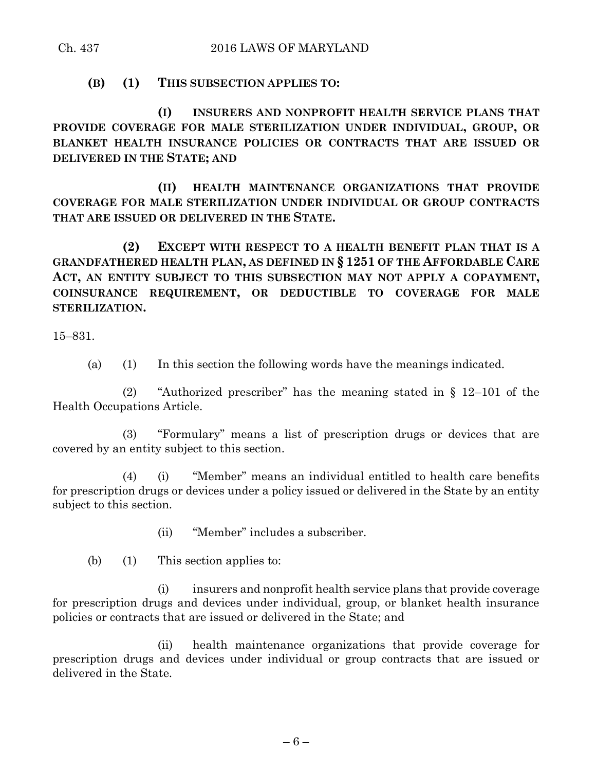**(B) (1) THIS SUBSECTION APPLIES TO:**

**(I) INSURERS AND NONPROFIT HEALTH SERVICE PLANS THAT PROVIDE COVERAGE FOR MALE STERILIZATION UNDER INDIVIDUAL, GROUP, OR BLANKET HEALTH INSURANCE POLICIES OR CONTRACTS THAT ARE ISSUED OR DELIVERED IN THE STATE; AND**

**(II) HEALTH MAINTENANCE ORGANIZATIONS THAT PROVIDE COVERAGE FOR MALE STERILIZATION UNDER INDIVIDUAL OR GROUP CONTRACTS THAT ARE ISSUED OR DELIVERED IN THE STATE.**

**(2) EXCEPT WITH RESPECT TO A HEALTH BENEFIT PLAN THAT IS A GRANDFATHERED HEALTH PLAN, AS DEFINED IN § 1251 OF THE AFFORDABLE CARE ACT, AN ENTITY SUBJECT TO THIS SUBSECTION MAY NOT APPLY A COPAYMENT, COINSURANCE REQUIREMENT, OR DEDUCTIBLE TO COVERAGE FOR MALE STERILIZATION.**

15–831.

(a) (1) In this section the following words have the meanings indicated.

(2) "Authorized prescriber" has the meaning stated in § 12–101 of the Health Occupations Article.

(3) "Formulary" means a list of prescription drugs or devices that are covered by an entity subject to this section.

(4) (i) "Member" means an individual entitled to health care benefits for prescription drugs or devices under a policy issued or delivered in the State by an entity subject to this section.

(ii) "Member" includes a subscriber.

(b) (1) This section applies to:

(i) insurers and nonprofit health service plans that provide coverage for prescription drugs and devices under individual, group, or blanket health insurance policies or contracts that are issued or delivered in the State; and

(ii) health maintenance organizations that provide coverage for prescription drugs and devices under individual or group contracts that are issued or delivered in the State.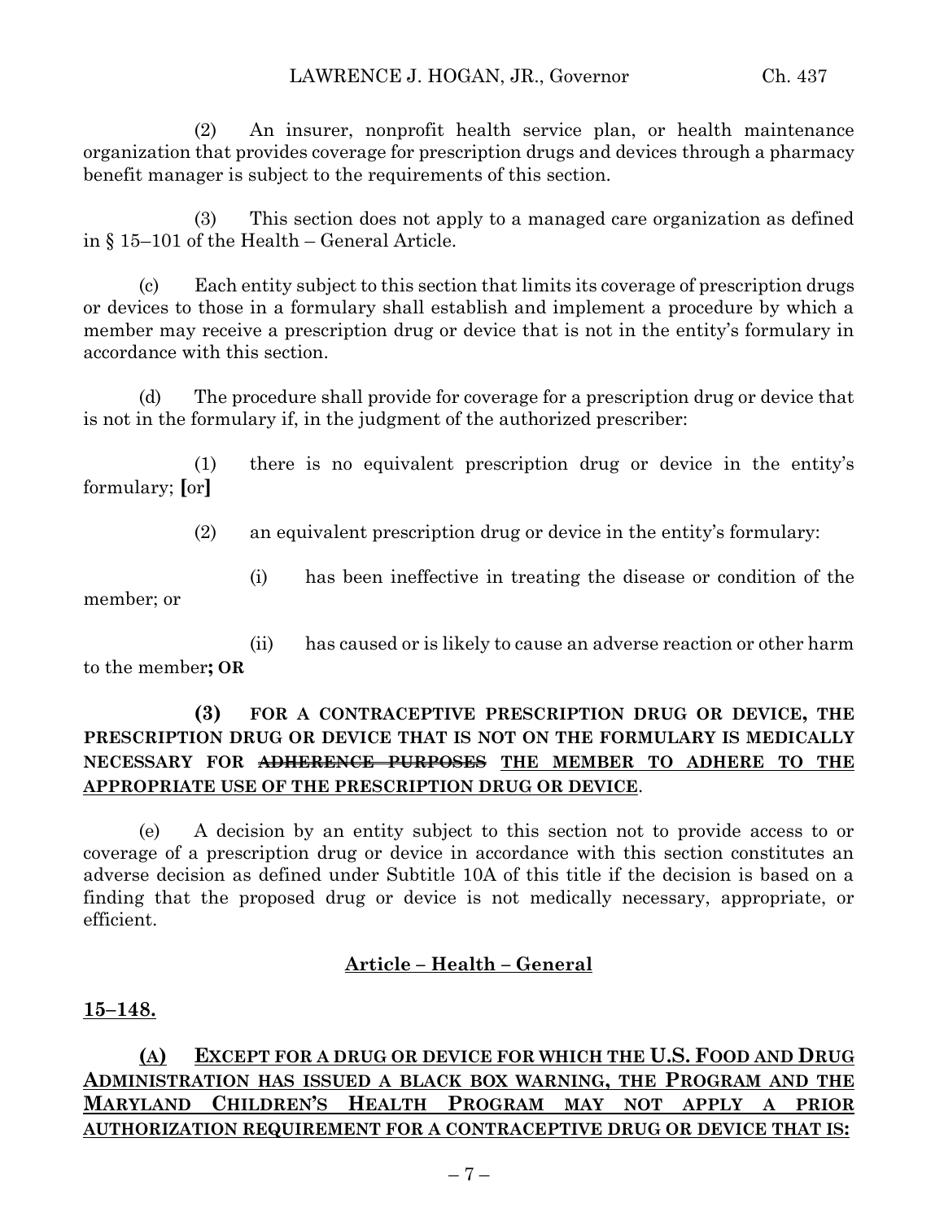(2) An insurer, nonprofit health service plan, or health maintenance organization that provides coverage for prescription drugs and devices through a pharmacy benefit manager is subject to the requirements of this section.

(3) This section does not apply to a managed care organization as defined in § 15–101 of the Health – General Article.

(c) Each entity subject to this section that limits its coverage of prescription drugs or devices to those in a formulary shall establish and implement a procedure by which a member may receive a prescription drug or device that is not in the entity's formulary in accordance with this section.

(d) The procedure shall provide for coverage for a prescription drug or device that is not in the formulary if, in the judgment of the authorized prescriber:

(1) there is no equivalent prescription drug or device in the entity's formulary; [or]

(2) an equivalent prescription drug or device in the entity's formulary:

(i) has been ineffective in treating the disease or condition of the member; or

(ii) has caused or is likely to cause an adverse reaction or other harm to the member**; OR**

**(3) FOR A CONTRACEPTIVE PRESCRIPTION DRUG OR DEVICE, THE PRESCRIPTION DRUG OR DEVICE THAT IS NOT ON THE FORMULARY IS MEDICALLY NECESSARY FOR ~~ADHERENCE PURPOSES~~ THE MEMBER TO ADHERE TO THE APPROPRIATE USE OF THE PRESCRIPTION DRUG OR DEVICE**.

(e) A decision by an entity subject to this section not to provide access to or coverage of a prescription drug or device in accordance with this section constitutes an adverse decision as defined under Subtitle 10A of this title if the decision is based on a finding that the proposed drug or device is not medically necessary, appropriate, or efficient.

## Article – Health – General

**15–148.**

**(A) EXCEPT FOR A DRUG OR DEVICE FOR WHICH THE U.S. FOOD AND DRUG ADMINISTRATION HAS ISSUED A BLACK BOX WARNING, THE PROGRAM AND THE MARYLAND CHILDREN'S HEALTH PROGRAM MAY NOT APPLY A PRIOR AUTHORIZATION REQUIREMENT FOR A CONTRACEPTIVE DRUG OR DEVICE THAT IS:**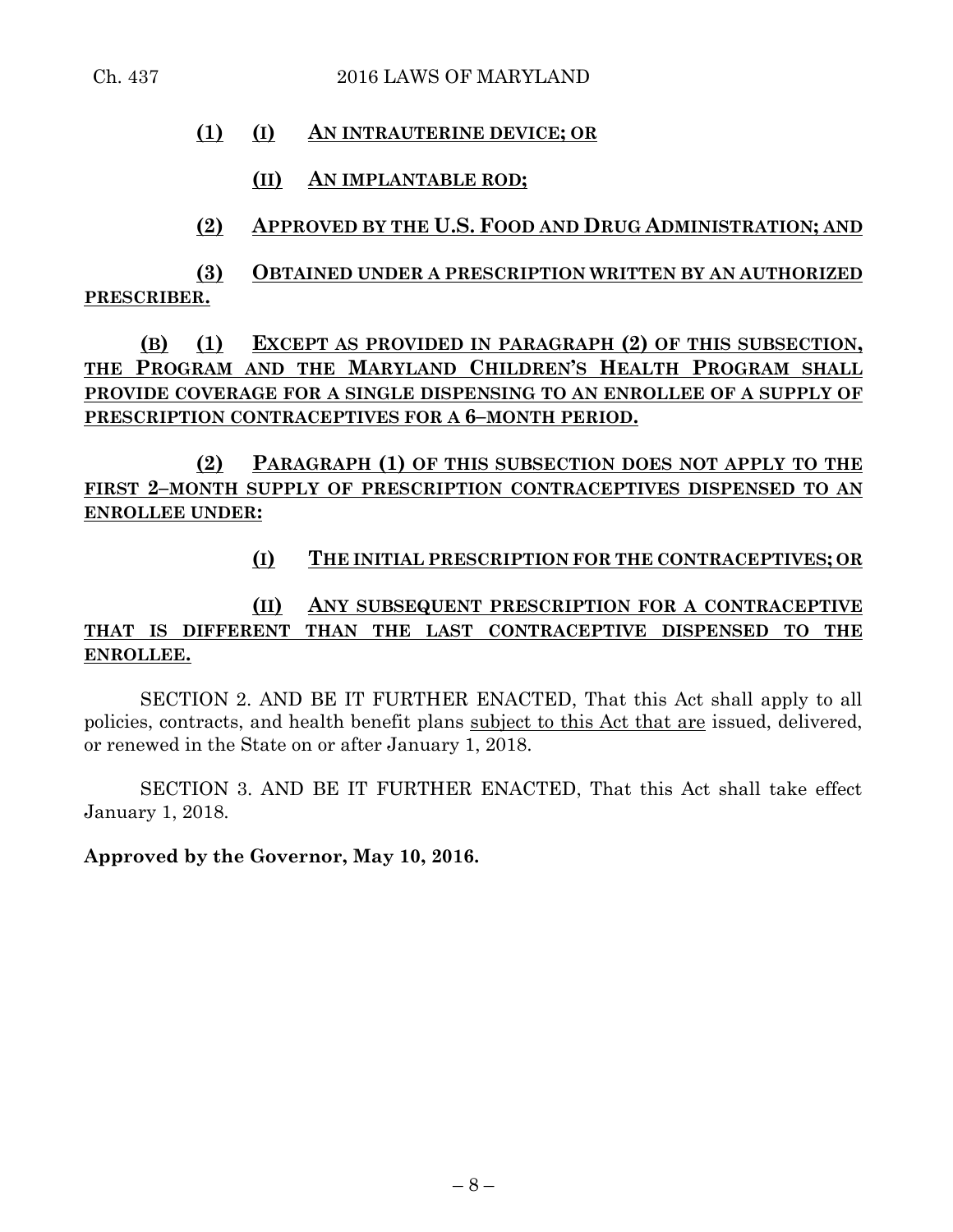**(1) (I) AN INTRAUTERINE DEVICE; OR**

**(II) AN IMPLANTABLE ROD;**

**(2) APPROVED BY THE U.S. FOOD AND DRUG ADMINISTRATION; AND**

**(3) OBTAINED UNDER A PRESCRIPTION WRITTEN BY AN AUTHORIZED PRESCRIBER.**

**(B) (1) EXCEPT AS PROVIDED IN PARAGRAPH (2) OF THIS SUBSECTION, THE PROGRAM AND THE MARYLAND CHILDREN'S HEALTH PROGRAM SHALL PROVIDE COVERAGE FOR A SINGLE DISPENSING TO AN ENROLLEE OF A SUPPLY OF PRESCRIPTION CONTRACEPTIVES FOR A 6–MONTH PERIOD.**

**(2) PARAGRAPH (1) OF THIS SUBSECTION DOES NOT APPLY TO THE FIRST 2–MONTH SUPPLY OF PRESCRIPTION CONTRACEPTIVES DISPENSED TO AN ENROLLEE UNDER:**

**(I) THE INITIAL PRESCRIPTION FOR THE CONTRACEPTIVES; OR**

**(II) ANY SUBSEQUENT PRESCRIPTION FOR A CONTRACEPTIVE THAT IS DIFFERENT THAN THE LAST CONTRACEPTIVE DISPENSED TO THE ENROLLEE.**

SECTION 2. AND BE IT FURTHER ENACTED, That this Act shall apply to all policies, contracts, and health benefit plans subject to this Act that are issued, delivered, or renewed in the State on or after January 1, 2018.

SECTION 3. AND BE IT FURTHER ENACTED, That this Act shall take effect January 1, 2018.

**Approved by the Governor, May 10, 2016.**